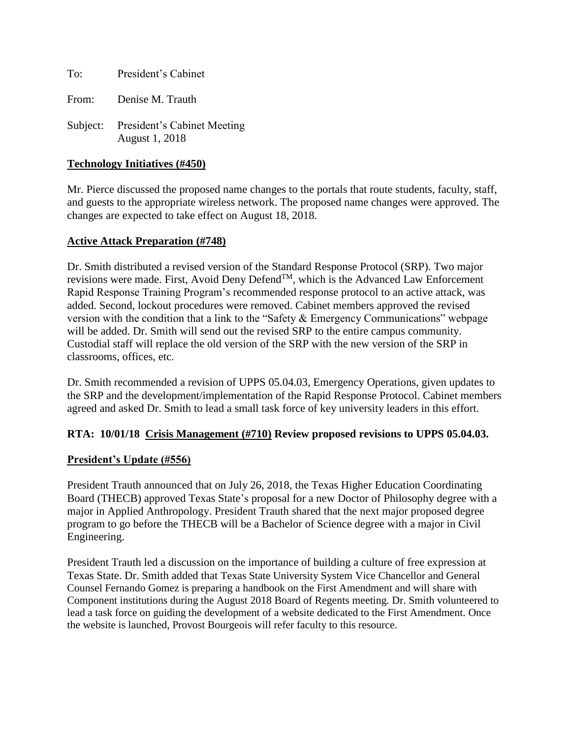To: President's Cabinet

From: Denise M. Trauth

Subject: President's Cabinet Meeting
August 1, 2018

**Technology Initiatives (#450)**

Mr. Pierce discussed the proposed name changes to the portals that route students, faculty, staff, and guests to the appropriate wireless network. The proposed name changes were approved. The changes are expected to take effect on August 18, 2018.

**Active Attack Preparation (#748)**

Dr. Smith distributed a revised version of the Standard Response Protocol (SRP). Two major revisions were made. First, Avoid Deny Defend[TM], which is the Advanced Law Enforcement Rapid Response Training Program's recommended response protocol to an active attack, was added. Second, lockout procedures were removed. Cabinet members approved the revised version with the condition that a link to the "Safety & Emergency Communications" webpage will be added. Dr. Smith will send out the revised SRP to the entire campus community. Custodial staff will replace the old version of the SRP with the new version of the SRP in classrooms, offices, etc.

Dr. Smith recommended a revision of UPPS 05.04.03, Emergency Operations, given updates to the SRP and the development/implementation of the Rapid Response Protocol. Cabinet members agreed and asked Dr. Smith to lead a small task force of key university leaders in this effort.

**RTA: 10/01/18 Crisis Management (#710) Review proposed revisions to UPPS 05.04.03.**

**President's Update (#556)**

President Trauth announced that on July 26, 2018, the Texas Higher Education Coordinating Board (THECB) approved Texas State's proposal for a new Doctor of Philosophy degree with a major in Applied Anthropology. President Trauth shared that the next major proposed degree program to go before the THECB will be a Bachelor of Science degree with a major in Civil Engineering.

President Trauth led a discussion on the importance of building a culture of free expression at Texas State. Dr. Smith added that Texas State University System Vice Chancellor and General Counsel Fernando Gomez is preparing a handbook on the First Amendment and will share with Component institutions during the August 2018 Board of Regents meeting. Dr. Smith volunteered to lead a task force on guiding the development of a website dedicated to the First Amendment. Once the website is launched, Provost Bourgeois will refer faculty to this resource.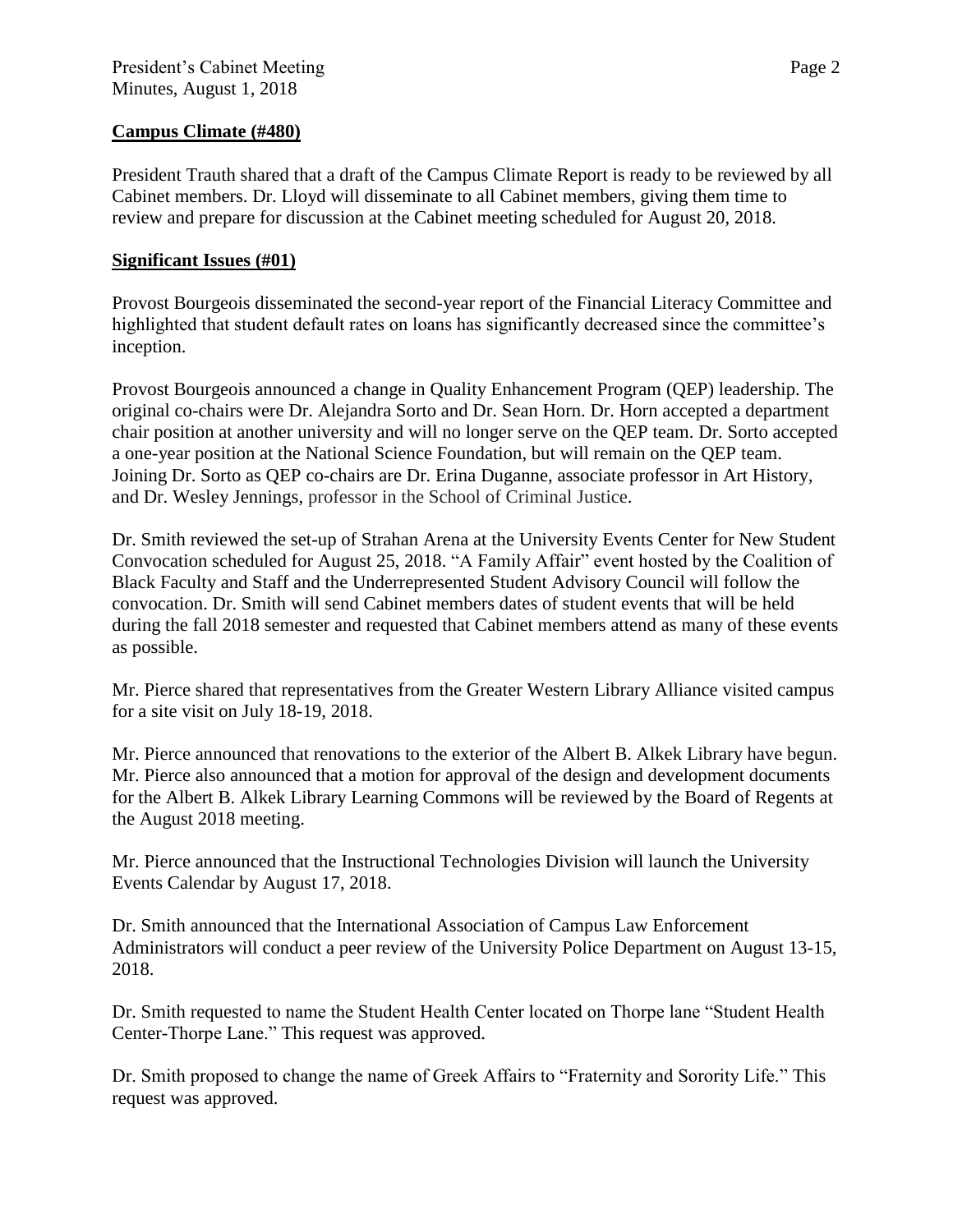## Campus Climate (#480)

President Trauth shared that a draft of the Campus Climate Report is ready to be reviewed by all Cabinet members. Dr. Lloyd will disseminate to all Cabinet members, giving them time to review and prepare for discussion at the Cabinet meeting scheduled for August 20, 2018.

## Significant Issues (#01)

Provost Bourgeois disseminated the second-year report of the Financial Literacy Committee and highlighted that student default rates on loans has significantly decreased since the committee's inception.

Provost Bourgeois announced a change in Quality Enhancement Program (QEP) leadership. The original co-chairs were Dr. Alejandra Sorto and Dr. Sean Horn. Dr. Horn accepted a department chair position at another university and will no longer serve on the QEP team. Dr. Sorto accepted a one-year position at the National Science Foundation, but will remain on the QEP team. Joining Dr. Sorto as QEP co-chairs are Dr. Erina Duganne, associate professor in Art History, and Dr. Wesley Jennings, professor in the School of Criminal Justice.

Dr. Smith reviewed the set-up of Strahan Arena at the University Events Center for New Student Convocation scheduled for August 25, 2018. "A Family Affair" event hosted by the Coalition of Black Faculty and Staff and the Underrepresented Student Advisory Council will follow the convocation. Dr. Smith will send Cabinet members dates of student events that will be held during the fall 2018 semester and requested that Cabinet members attend as many of these events as possible.

Mr. Pierce shared that representatives from the Greater Western Library Alliance visited campus for a site visit on July 18-19, 2018.

Mr. Pierce announced that renovations to the exterior of the Albert B. Alkek Library have begun. Mr. Pierce also announced that a motion for approval of the design and development documents for the Albert B. Alkek Library Learning Commons will be reviewed by the Board of Regents at the August 2018 meeting.

Mr. Pierce announced that the Instructional Technologies Division will launch the University Events Calendar by August 17, 2018.

Dr. Smith announced that the International Association of Campus Law Enforcement Administrators will conduct a peer review of the University Police Department on August 13-15, 2018.

Dr. Smith requested to name the Student Health Center located on Thorpe lane "Student Health Center-Thorpe Lane." This request was approved.

Dr. Smith proposed to change the name of Greek Affairs to "Fraternity and Sorority Life." This request was approved.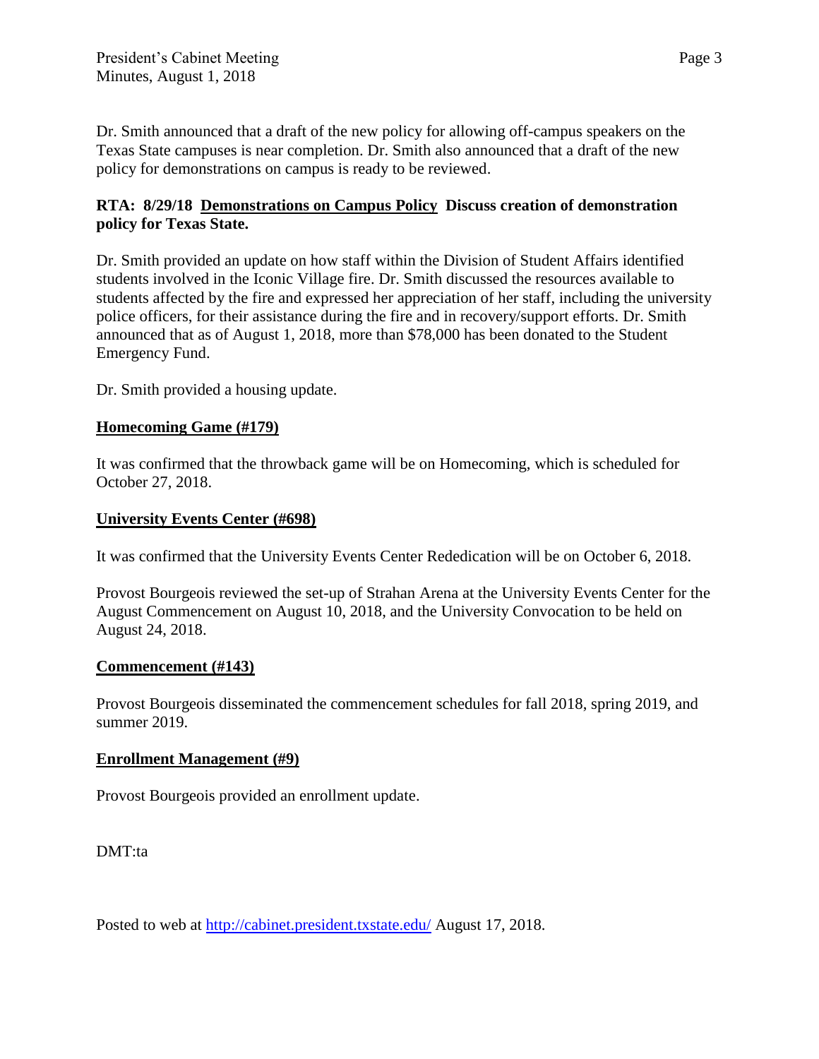Dr. Smith announced that a draft of the new policy for allowing off-campus speakers on the Texas State campuses is near completion. Dr. Smith also announced that a draft of the new policy for demonstrations on campus is ready to be reviewed.

**RTA: 8/29/18 <u>Demonstrations on Campus Policy</u> Discuss creation of demonstration policy for Texas State.**

Dr. Smith provided an update on how staff within the Division of Student Affairs identified students involved in the Iconic Village fire. Dr. Smith discussed the resources available to students affected by the fire and expressed her appreciation of her staff, including the university police officers, for their assistance during the fire and in recovery/support efforts. Dr. Smith announced that as of August 1, 2018, more than $78,000 has been donated to the Student Emergency Fund.

Dr. Smith provided a housing update.

**<u>Homecoming Game (#179)</u>**

It was confirmed that the throwback game will be on Homecoming, which is scheduled for October 27, 2018.

**<u>University Events Center (#698)</u>**

It was confirmed that the University Events Center Rededication will be on October 6, 2018.

Provost Bourgeois reviewed the set-up of Strahan Arena at the University Events Center for the August Commencement on August 10, 2018, and the University Convocation to be held on August 24, 2018.

**<u>Commencement (#143)</u>**

Provost Bourgeois disseminated the commencement schedules for fall 2018, spring 2019, and summer 2019.

**<u>Enrollment Management (#9)</u>**

Provost Bourgeois provided an enrollment update.

DMT:ta

Posted to web at http://cabinet.president.txstate.edu/ August 17, 2018.